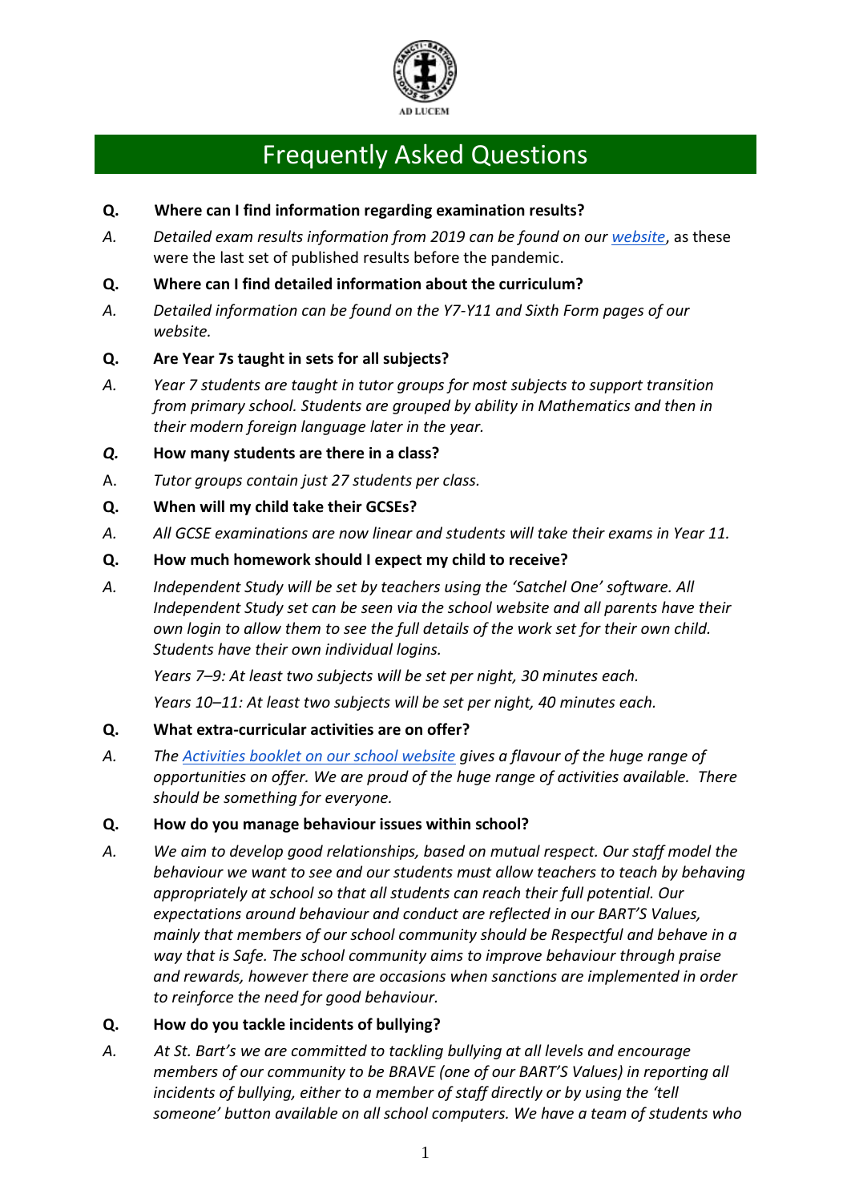AD LUCEM

# Frequently Asked Questions

**Q. Where can I find information regarding examination results?**

*A. Detailed exam results information from 2019 can be found on our [website](), as these* were the last set of published results before the pandemic.

**Q. Where can I find detailed information about the curriculum?**

*A. Detailed information can be found on the Y7-Y11 and Sixth Form pages of our website.*

**Q. Are Year 7s taught in sets for all subjects?**

*A. Year 7 students are taught in tutor groups for most subjects to support transition from primary school. Students are grouped by ability in Mathematics and then in their modern foreign language later in the year.*

***Q.* How many students are there in a class?**

A. *Tutor groups contain just 27 students per class.*

**Q. When will my child take their GCSEs?**

*A. All GCSE examinations are now linear and students will take their exams in Year 11.*

**Q. How much homework should I expect my child to receive?**

*A. Independent Study will be set by teachers using the 'Satchel One' software. All Independent Study set can be seen via the school website and all parents have their own login to allow them to see the full details of the work set for their own child. Students have their own individual logins.*

*Years 7–9: At least two subjects will be set per night, 30 minutes each.*

*Years 10–11: At least two subjects will be set per night, 40 minutes each.*

**Q. What extra-curricular activities are on offer?**

*A. The [Activities booklet on our school website]() gives a flavour of the huge range of opportunities on offer. We are proud of the huge range of activities available. There should be something for everyone.*

**Q. How do you manage behaviour issues within school?**

*A. We aim to develop good relationships, based on mutual respect. Our staff model the behaviour we want to see and our students must allow teachers to teach by behaving appropriately at school so that all students can reach their full potential. Our expectations around behaviour and conduct are reflected in our BART'S Values, mainly that members of our school community should be Respectful and behave in a way that is Safe. The school community aims to improve behaviour through praise and rewards, however there are occasions when sanctions are implemented in order to reinforce the need for good behaviour.*

**Q. How do you tackle incidents of bullying?**

*A. At St. Bart's we are committed to tackling bullying at all levels and encourage members of our community to be BRAVE (one of our BART'S Values) in reporting all incidents of bullying, either to a member of staff directly or by using the 'tell someone' button available on all school computers. We have a team of students who*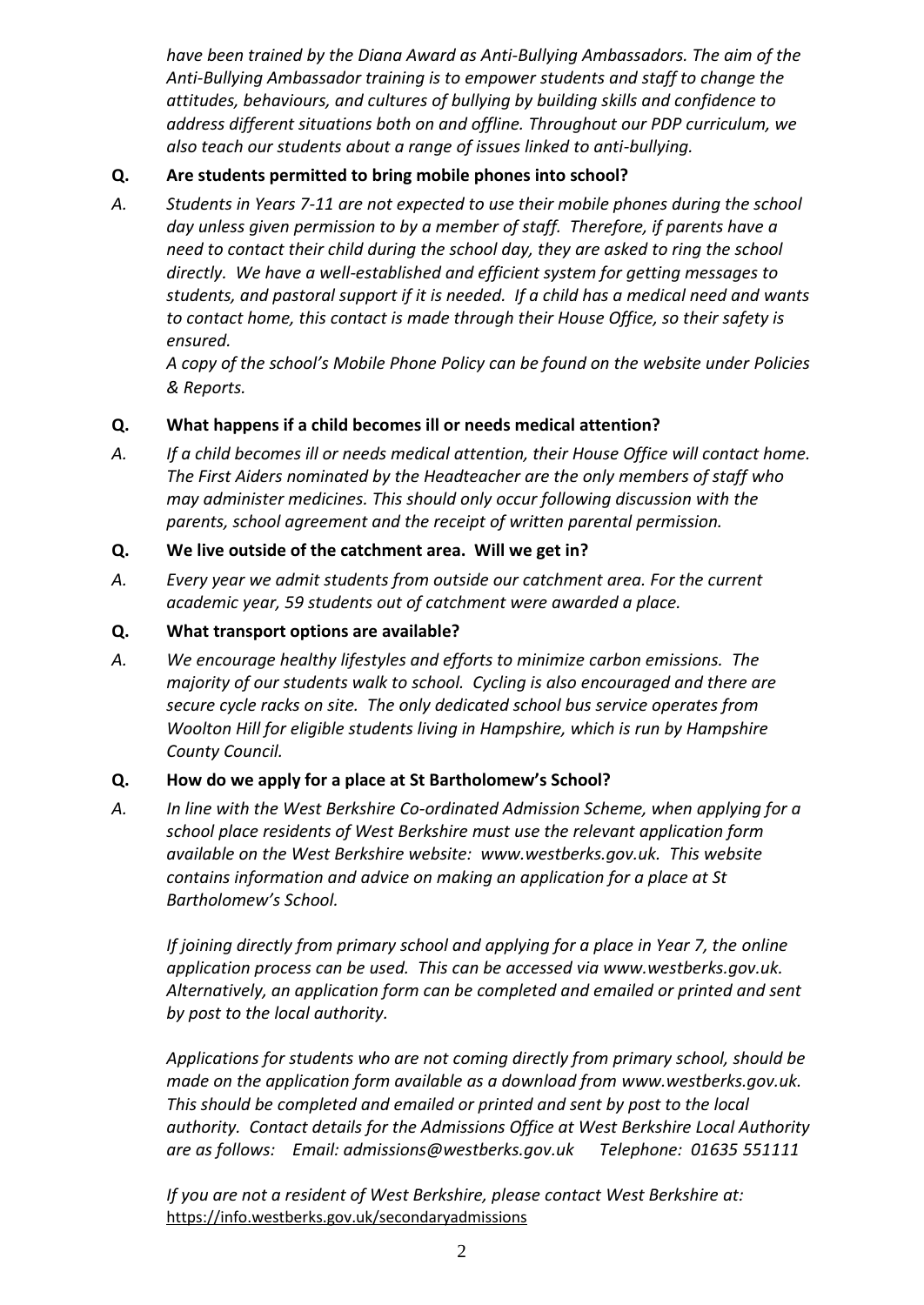*have been trained by the Diana Award as Anti-Bullying Ambassadors. The aim of the Anti-Bullying Ambassador training is to empower students and staff to change the attitudes, behaviours, and cultures of bullying by building skills and confidence to address different situations both on and offline. Throughout our PDP curriculum, we also teach our students about a range of issues linked to anti-bullying.*

**Q. Are students permitted to bring mobile phones into school?**

*A. Students in Years 7-11 are not expected to use their mobile phones during the school day unless given permission to by a member of staff. Therefore, if parents have a need to contact their child during the school day, they are asked to ring the school directly. We have a well-established and efficient system for getting messages to students, and pastoral support if it is needed. If a child has a medical need and wants to contact home, this contact is made through their House Office, so their safety is ensured.*

*A copy of the school's Mobile Phone Policy can be found on the website under Policies & Reports.*

**Q. What happens if a child becomes ill or needs medical attention?**

*A. If a child becomes ill or needs medical attention, their House Office will contact home. The First Aiders nominated by the Headteacher are the only members of staff who may administer medicines. This should only occur following discussion with the parents, school agreement and the receipt of written parental permission.*

**Q. We live outside of the catchment area. Will we get in?**

*A. Every year we admit students from outside our catchment area. For the current academic year, 59 students out of catchment were awarded a place.*

**Q. What transport options are available?**

*A. We encourage healthy lifestyles and efforts to minimize carbon emissions. The majority of our students walk to school. Cycling is also encouraged and there are secure cycle racks on site. The only dedicated school bus service operates from Woolton Hill for eligible students living in Hampshire, which is run by Hampshire County Council.*

**Q. How do we apply for a place at St Bartholomew's School?**

*A. In line with the West Berkshire Co-ordinated Admission Scheme, when applying for a school place residents of West Berkshire must use the relevant application form available on the West Berkshire website: www.westberks.gov.uk. This website contains information and advice on making an application for a place at St Bartholomew's School.*

*If joining directly from primary school and applying for a place in Year 7, the online application process can be used. This can be accessed via www.westberks.gov.uk. Alternatively, an application form can be completed and emailed or printed and sent by post to the local authority.*

*Applications for students who are not coming directly from primary school, should be made on the application form available as a download from www.westberks.gov.uk. This should be completed and emailed or printed and sent by post to the local authority. Contact details for the Admissions Office at West Berkshire Local Authority are as follows: Email: admissions@westberks.gov.uk Telephone: 01635 551111*

*If you are not a resident of West Berkshire, please contact West Berkshire at:* https://info.westberks.gov.uk/secondaryadmissions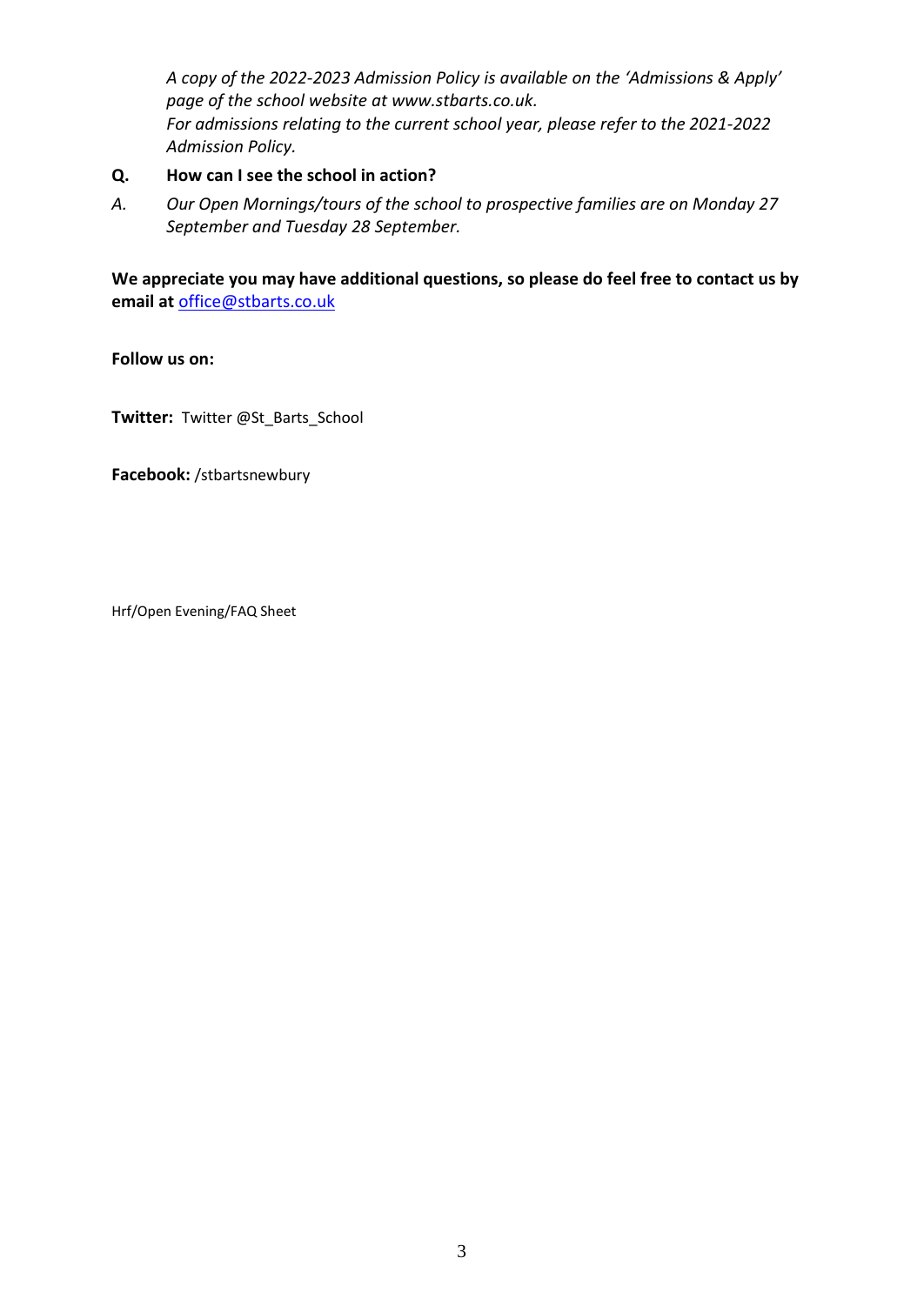*A copy of the 2022-2023 Admission Policy is available on the 'Admissions & Apply' page of the school website at www.stbarts.co.uk.*
*For admissions relating to the current school year, please refer to the 2021-2022 Admission Policy.*

**Q. How can I see the school in action?**

*A. Our Open Mornings/tours of the school to prospective families are on Monday 27 September and Tuesday 28 September.*

**We appreciate you may have additional questions, so please do feel free to contact us by email at** office@stbarts.co.uk

**Follow us on:**

**Twitter:** Twitter @St_Barts_School

**Facebook:** /stbartsnewbury

Hrf/Open Evening/FAQ Sheet